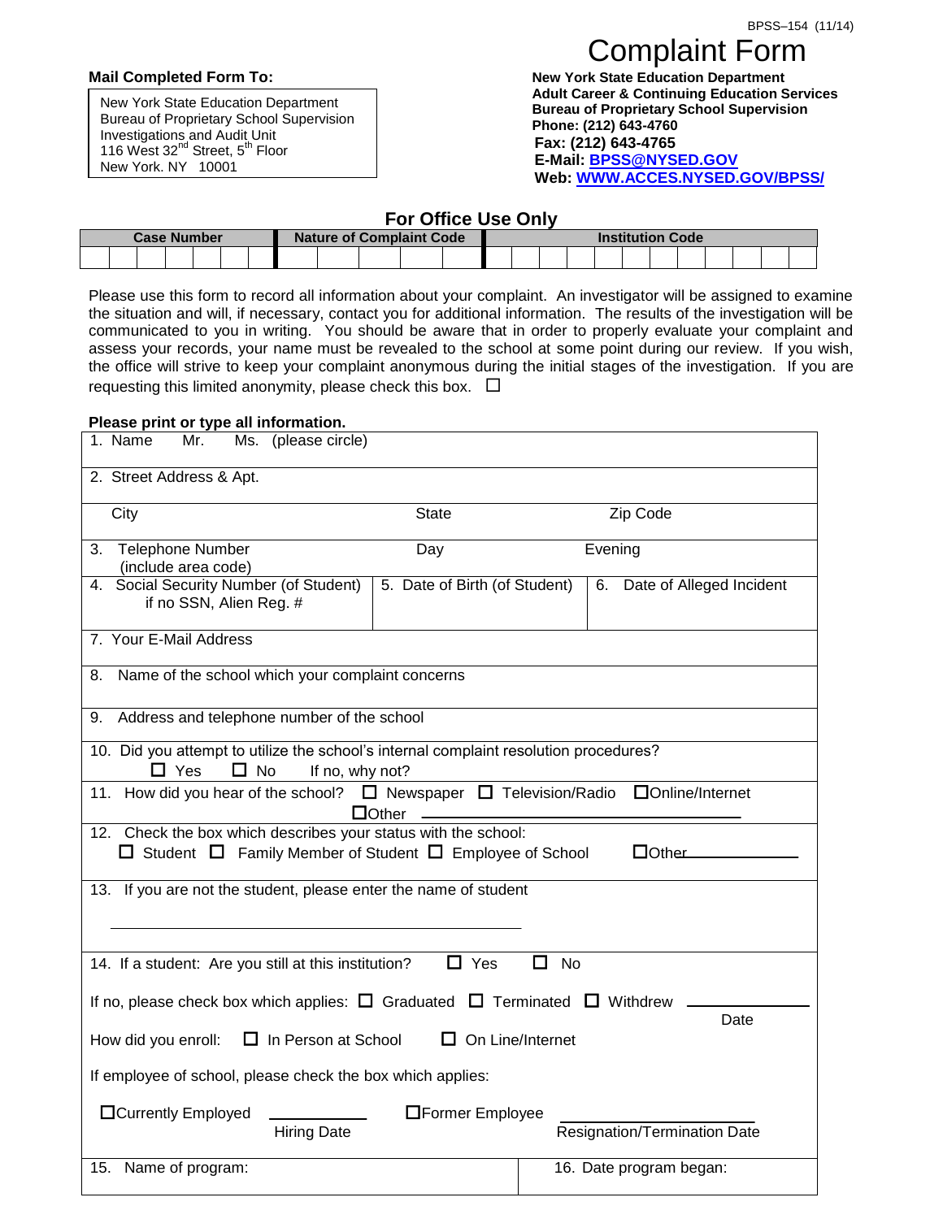BPSS–154 (11/14)

# Complaint Form

**Mail Completed Form To:**

New York State Education Department
Bureau of Proprietary School Supervision
Investigations and Audit Unit
116 West 32nd Street, 5th Floor
New York. NY 10001

**New York State Education Department**
**Adult Career & Continuing Education Services**
**Bureau of Proprietary School Supervision**
**Phone: (212) 643-4760**
**Fax: (212) 643-4765**
**E-Mail: BPSS@NYSED.GOV**
**Web: WWW.ACCES.NYSED.GOV/BPSS/**

## For Office Use Only

| Case Number | Nature of Complaint Code | Institution Code |
|---|---|---|
| | | |

Please use this form to record all information about your complaint. An investigator will be assigned to examine the situation and will, if necessary, contact you for additional information. The results of the investigation will be communicated to you in writing. You should be aware that in order to properly evaluate your complaint and assess your records, your name must be revealed to the school at some point during our review. If you wish, the office will strive to keep your complaint anonymous during the initial stages of the investigation. If you are requesting this limited anonymity, please check this box. ☐

**Please print or type all information.**

1. Name Mr. Ms. (please circle)

2. Street Address & Apt.

City | State | Zip Code

3. Telephone Number (include area code) | Day | Evening

4. Social Security Number (of Student) if no SSN, Alien Reg. # | 5. Date of Birth (of Student) | 6. Date of Alleged Incident

7. Your E-Mail Address

8. Name of the school which your complaint concerns

9. Address and telephone number of the school

10. Did you attempt to utilize the school's internal complaint resolution procedures?
☐ Yes ☐ No If no, why not?

11. How did you hear of the school? ☐ Newspaper ☐ Television/Radio ☐ Online/Internet ☐ Other ____________________

12. Check the box which describes your status with the school:
☐ Student ☐ Family Member of Student ☐ Employee of School ☐ Other ____________

13. If you are not the student, please enter the name of student

____________________________________________

14. If a student: Are you still at this institution? ☐ Yes ☐ No

If no, please check box which applies: ☐ Graduated ☐ Terminated ☐ Withdrew ____________ Date

How did you enroll: ☐ In Person at School ☐ On Line/Internet

If employee of school, please check the box which applies:

☐ Currently Employed ____________ Hiring Date ☐ Former Employee ____________ Resignation/Termination Date

15. Name of program: | 16. Date program began: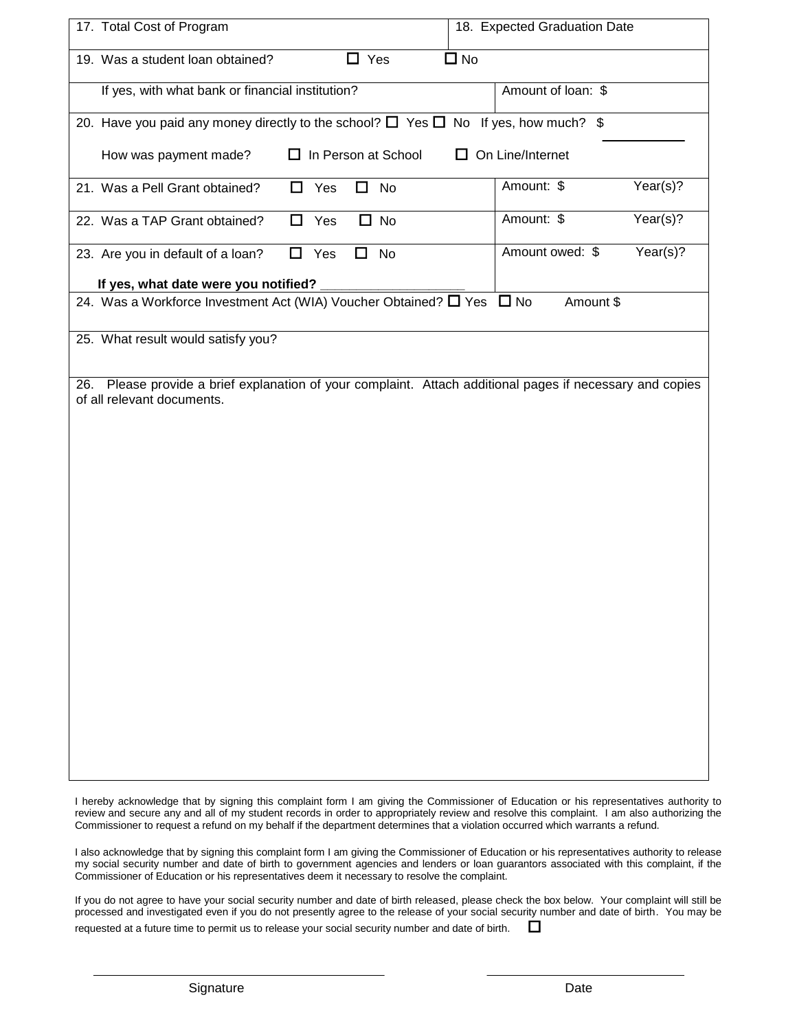| | |
|---|---|
| 17. Total Cost of Program | 18. Expected Graduation Date |
| 19. Was a student loan obtained? ☐ Yes ☐ No | |
| If yes, with what bank or financial institution? | Amount of loan: $ |
| 20. Have you paid any money directly to the school? ☐ Yes ☐ No If yes, how much? $ ________<br>How was payment made? ☐ In Person at School ☐ On Line/Internet | |
| 21. Was a Pell Grant obtained? ☐ Yes ☐ No | Amount: $ Year(s)? |
| 22. Was a TAP Grant obtained? ☐ Yes ☐ No | Amount: $ Year(s)? |
| 23. Are you in default of a loan? ☐ Yes ☐ No<br>**If yes, what date were you notified? ____________________** | Amount owed: $ Year(s)? |
| 24. Was a Workforce Investment Act (WIA) Voucher Obtained? ☐ Yes ☐ No Amount $ | |
| 25. What result would satisfy you? | |
| 26. Please provide a brief explanation of your complaint. Attach additional pages if necessary and copies of all relevant documents. | |

I hereby acknowledge that by signing this complaint form I am giving the Commissioner of Education or his representatives authority to review and secure any and all of my student records in order to appropriately review and resolve this complaint. I am also authorizing the Commissioner to request a refund on my behalf if the department determines that a violation occurred which warrants a refund.

I also acknowledge that by signing this complaint form I am giving the Commissioner of Education or his representatives authority to release my social security number and date of birth to government agencies and lenders or loan guarantors associated with this complaint, if the Commissioner of Education or his representatives deem it necessary to resolve the complaint.

If you do not agree to have your social security number and date of birth released, please check the box below. Your complaint will still be processed and investigated even if you do not presently agree to the release of your social security number and date of birth. You may be requested at a future time to permit us to release your social security number and date of birth. ☐

______________________________ ______________________

Signature Date